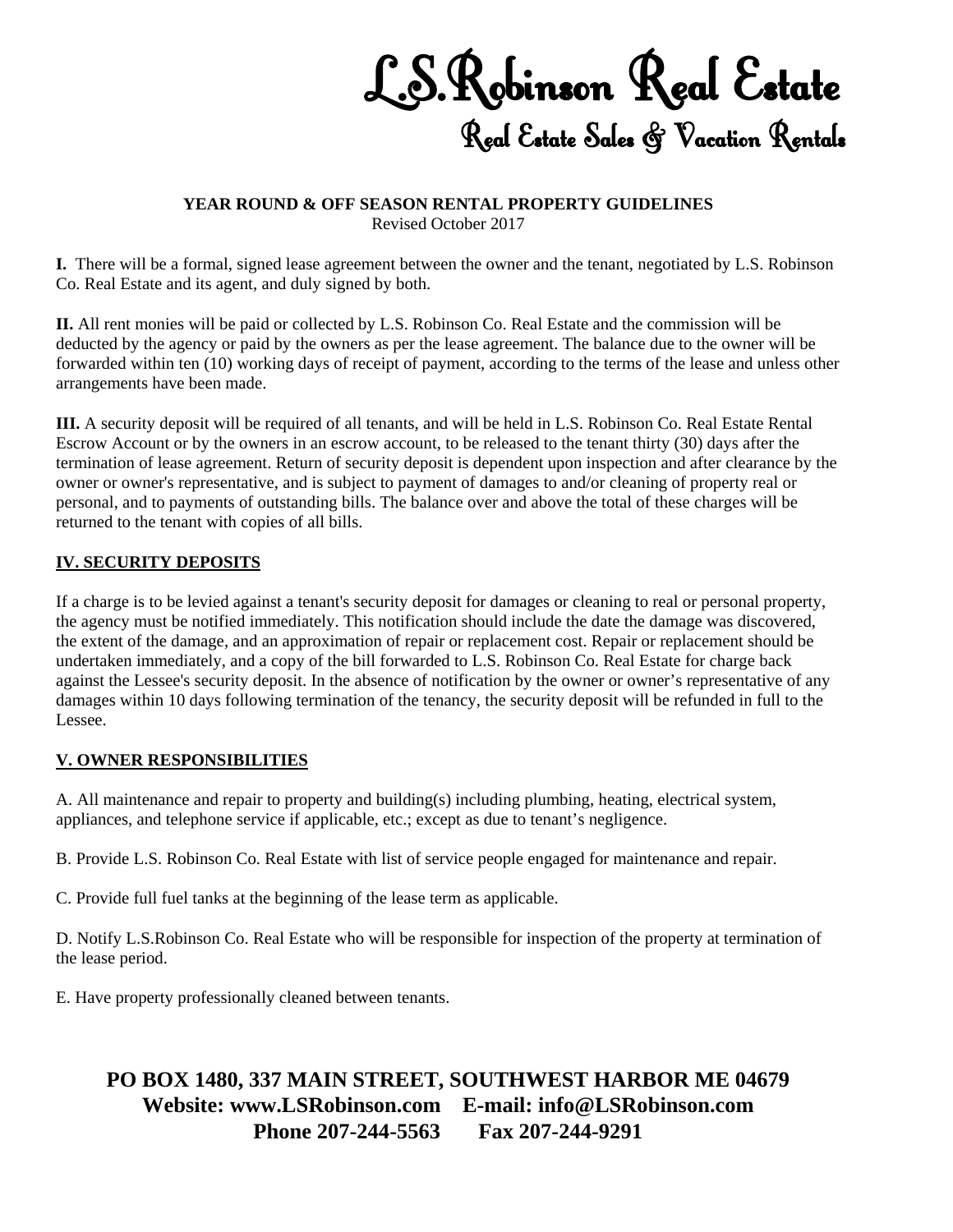# L.S.Robinson Real Estate

## Real Estate Sales & Vacation Rentals

**YEAR ROUND & OFF SEASON RENTAL PROPERTY GUIDELINES**
Revised October 2017

**I.** There will be a formal, signed lease agreement between the owner and the tenant, negotiated by L.S. Robinson Co. Real Estate and its agent, and duly signed by both.

**II.** All rent monies will be paid or collected by L.S. Robinson Co. Real Estate and the commission will be deducted by the agency or paid by the owners as per the lease agreement. The balance due to the owner will be forwarded within ten (10) working days of receipt of payment, according to the terms of the lease and unless other arrangements have been made.

**III.** A security deposit will be required of all tenants, and will be held in L.S. Robinson Co. Real Estate Rental Escrow Account or by the owners in an escrow account, to be released to the tenant thirty (30) days after the termination of lease agreement. Return of security deposit is dependent upon inspection and after clearance by the owner or owner's representative, and is subject to payment of damages to and/or cleaning of property real or personal, and to payments of outstanding bills. The balance over and above the total of these charges will be returned to the tenant with copies of all bills.

**IV. SECURITY DEPOSITS**

If a charge is to be levied against a tenant's security deposit for damages or cleaning to real or personal property, the agency must be notified immediately. This notification should include the date the damage was discovered, the extent of the damage, and an approximation of repair or replacement cost. Repair or replacement should be undertaken immediately, and a copy of the bill forwarded to L.S. Robinson Co. Real Estate for charge back against the Lessee's security deposit. In the absence of notification by the owner or owner's representative of any damages within 10 days following termination of the tenancy, the security deposit will be refunded in full to the Lessee.

**V. OWNER RESPONSIBILITIES**

A. All maintenance and repair to property and building(s) including plumbing, heating, electrical system, appliances, and telephone service if applicable, etc.; except as due to tenant's negligence.

B. Provide L.S. Robinson Co. Real Estate with list of service people engaged for maintenance and repair.

C. Provide full fuel tanks at the beginning of the lease term as applicable.

D. Notify L.S.Robinson Co. Real Estate who will be responsible for inspection of the property at termination of the lease period.

E. Have property professionally cleaned between tenants.

**PO BOX 1480, 337 MAIN STREET, SOUTHWEST HARBOR ME 04679**
**Website: www.LSRobinson.com E-mail: info@LSRobinson.com**
**Phone 207-244-5563 Fax 207-244-9291**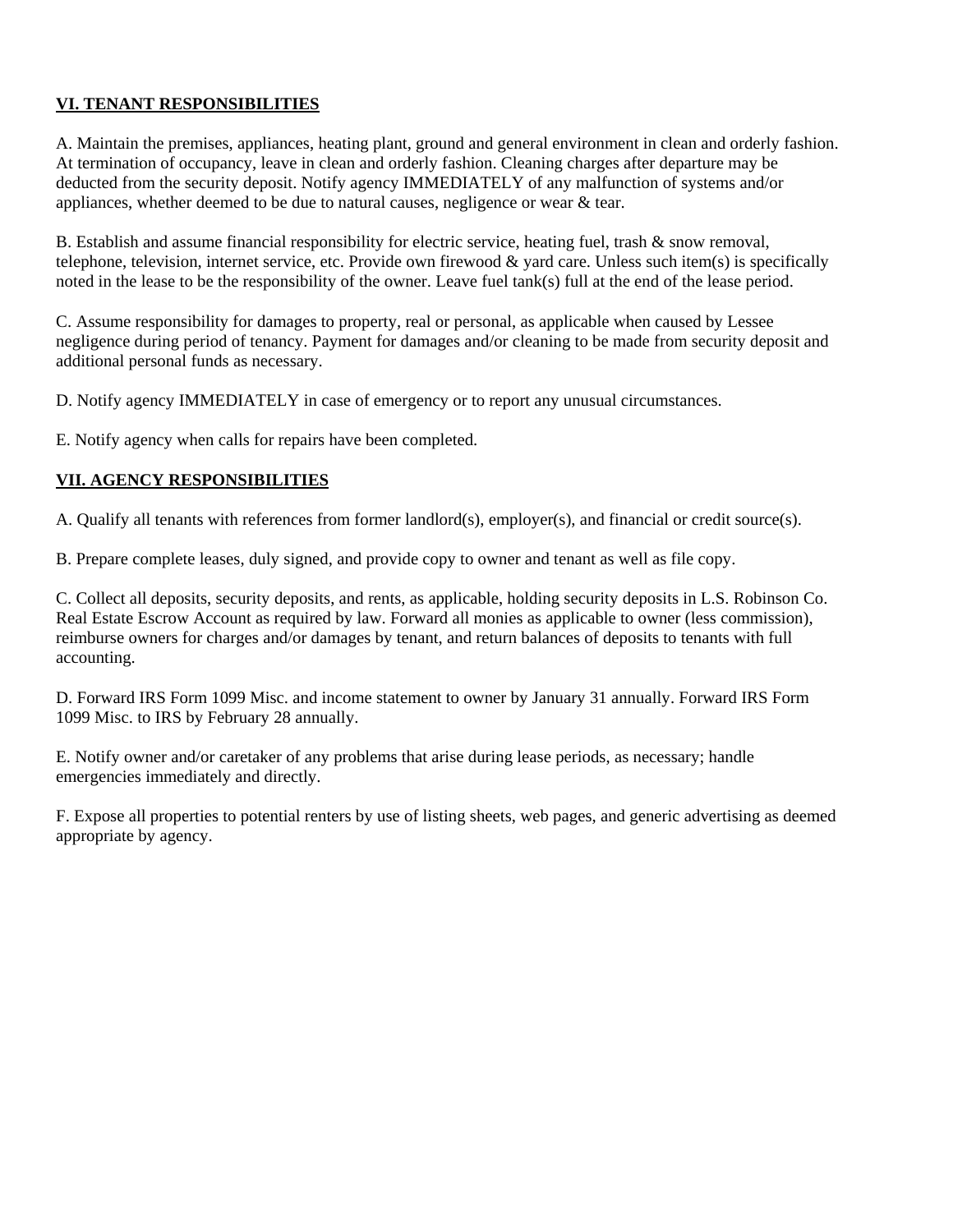## VI. TENANT RESPONSIBILITIES

A. Maintain the premises, appliances, heating plant, ground and general environment in clean and orderly fashion. At termination of occupancy, leave in clean and orderly fashion. Cleaning charges after departure may be deducted from the security deposit. Notify agency IMMEDIATELY of any malfunction of systems and/or appliances, whether deemed to be due to natural causes, negligence or wear & tear.

B. Establish and assume financial responsibility for electric service, heating fuel, trash & snow removal, telephone, television, internet service, etc. Provide own firewood & yard care. Unless such item(s) is specifically noted in the lease to be the responsibility of the owner. Leave fuel tank(s) full at the end of the lease period.

C. Assume responsibility for damages to property, real or personal, as applicable when caused by Lessee negligence during period of tenancy. Payment for damages and/or cleaning to be made from security deposit and additional personal funds as necessary.

D. Notify agency IMMEDIATELY in case of emergency or to report any unusual circumstances.

E. Notify agency when calls for repairs have been completed.

## VII. AGENCY RESPONSIBILITIES

A. Qualify all tenants with references from former landlord(s), employer(s), and financial or credit source(s).

B. Prepare complete leases, duly signed, and provide copy to owner and tenant as well as file copy.

C. Collect all deposits, security deposits, and rents, as applicable, holding security deposits in L.S. Robinson Co. Real Estate Escrow Account as required by law. Forward all monies as applicable to owner (less commission), reimburse owners for charges and/or damages by tenant, and return balances of deposits to tenants with full accounting.

D. Forward IRS Form 1099 Misc. and income statement to owner by January 31 annually. Forward IRS Form 1099 Misc. to IRS by February 28 annually.

E. Notify owner and/or caretaker of any problems that arise during lease periods, as necessary; handle emergencies immediately and directly.

F. Expose all properties to potential renters by use of listing sheets, web pages, and generic advertising as deemed appropriate by agency.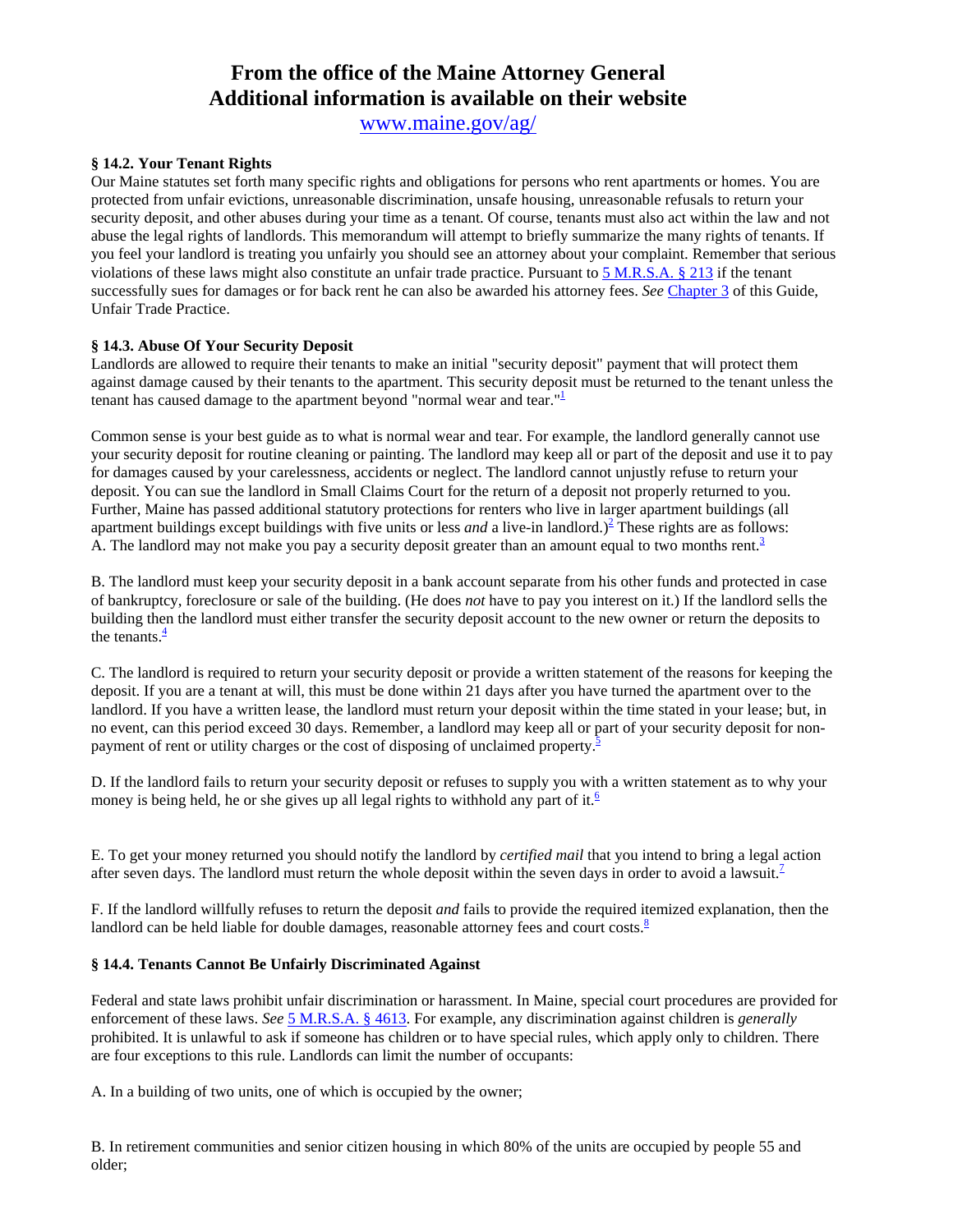# From the office of the Maine Attorney General
# Additional information is available on their website

www.maine.gov/ag/

**§ 14.2. Your Tenant Rights**

Our Maine statutes set forth many specific rights and obligations for persons who rent apartments or homes. You are protected from unfair evictions, unreasonable discrimination, unsafe housing, unreasonable refusals to return your security deposit, and other abuses during your time as a tenant. Of course, tenants must also act within the law and not abuse the legal rights of landlords. This memorandum will attempt to briefly summarize the many rights of tenants. If you feel your landlord is treating you unfairly you should see an attorney about your complaint. Remember that serious violations of these laws might also constitute an unfair trade practice. Pursuant to 5 M.R.S.A. § 213 if the tenant successfully sues for damages or for back rent he can also be awarded his attorney fees. *See* Chapter 3 of this Guide, Unfair Trade Practice.

**§ 14.3. Abuse Of Your Security Deposit**

Landlords are allowed to require their tenants to make an initial "security deposit" payment that will protect them against damage caused by their tenants to the apartment. This security deposit must be returned to the tenant unless the tenant has caused damage to the apartment beyond "normal wear and tear."[1]

Common sense is your best guide as to what is normal wear and tear. For example, the landlord generally cannot use your security deposit for routine cleaning or painting. The landlord may keep all or part of the deposit and use it to pay for damages caused by your carelessness, accidents or neglect. The landlord cannot unjustly refuse to return your deposit. You can sue the landlord in Small Claims Court for the return of a deposit not properly returned to you. Further, Maine has passed additional statutory protections for renters who live in larger apartment buildings (all apartment buildings except buildings with five units or less *and* a live-in landlord.)[2] These rights are as follows:
A. The landlord may not make you pay a security deposit greater than an amount equal to two months rent.[3]

B. The landlord must keep your security deposit in a bank account separate from his other funds and protected in case of bankruptcy, foreclosure or sale of the building. (He does *not* have to pay you interest on it.) If the landlord sells the building then the landlord must either transfer the security deposit account to the new owner or return the deposits to the tenants.[4]

C. The landlord is required to return your security deposit or provide a written statement of the reasons for keeping the deposit. If you are a tenant at will, this must be done within 21 days after you have turned the apartment over to the landlord. If you have a written lease, the landlord must return your deposit within the time stated in your lease; but, in no event, can this period exceed 30 days. Remember, a landlord may keep all or part of your security deposit for non-payment of rent or utility charges or the cost of disposing of unclaimed property.[5]

D. If the landlord fails to return your security deposit or refuses to supply you with a written statement as to why your money is being held, he or she gives up all legal rights to withhold any part of it.[6]

E. To get your money returned you should notify the landlord by *certified mail* that you intend to bring a legal action after seven days. The landlord must return the whole deposit within the seven days in order to avoid a lawsuit.[7]

F. If the landlord willfully refuses to return the deposit *and* fails to provide the required itemized explanation, then the landlord can be held liable for double damages, reasonable attorney fees and court costs.[8]

**§ 14.4. Tenants Cannot Be Unfairly Discriminated Against**

Federal and state laws prohibit unfair discrimination or harassment. In Maine, special court procedures are provided for enforcement of these laws. *See* 5 M.R.S.A. § 4613. For example, any discrimination against children is *generally* prohibited. It is unlawful to ask if someone has children or to have special rules, which apply only to children. There are four exceptions to this rule. Landlords can limit the number of occupants:

A. In a building of two units, one of which is occupied by the owner;

B. In retirement communities and senior citizen housing in which 80% of the units are occupied by people 55 and older;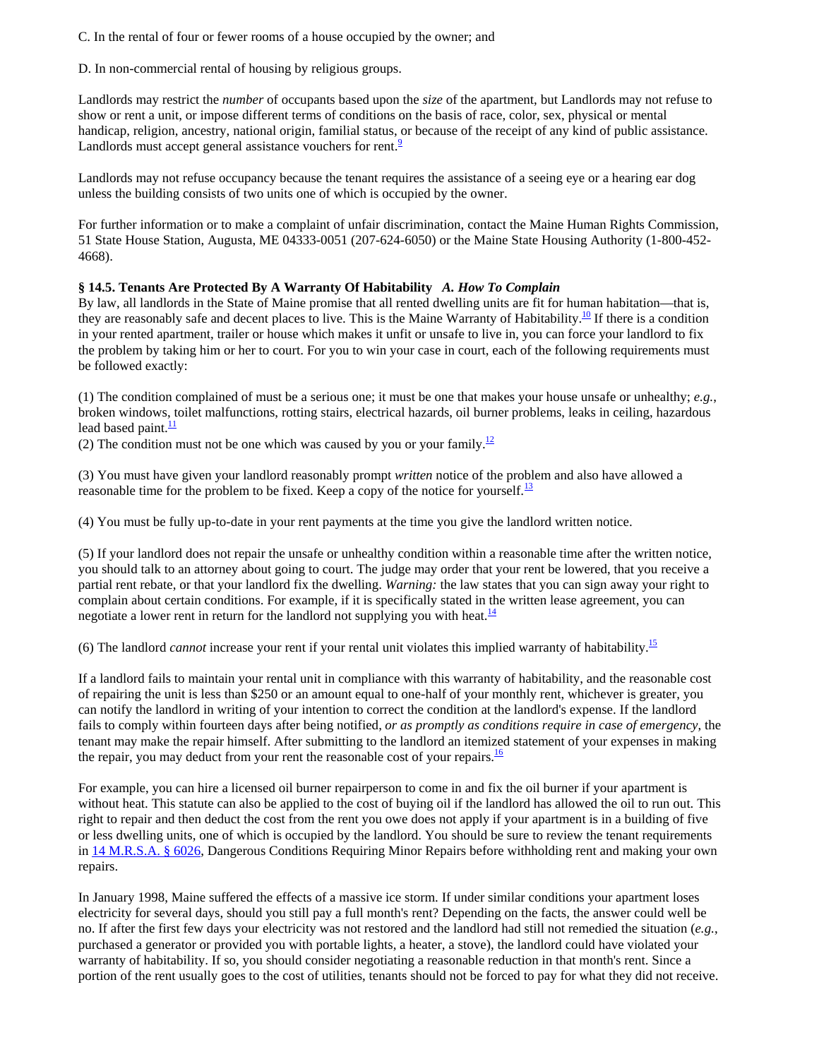C. In the rental of four or fewer rooms of a house occupied by the owner; and

D. In non-commercial rental of housing by religious groups.

Landlords may restrict the *number* of occupants based upon the *size* of the apartment, but Landlords may not refuse to show or rent a unit, or impose different terms of conditions on the basis of race, color, sex, physical or mental handicap, religion, ancestry, national origin, familial status, or because of the receipt of any kind of public assistance. Landlords must accept general assistance vouchers for rent.[9]

Landlords may not refuse occupancy because the tenant requires the assistance of a seeing eye or a hearing ear dog unless the building consists of two units one of which is occupied by the owner.

For further information or to make a complaint of unfair discrimination, contact the Maine Human Rights Commission, 51 State House Station, Augusta, ME 04333-0051 (207-624-6050) or the Maine State Housing Authority (1-800-452-4668).

### § 14.5. Tenants Are Protected By A Warranty Of Habitability *A. How To Complain*

By law, all landlords in the State of Maine promise that all rented dwelling units are fit for human habitation—that is, they are reasonably safe and decent places to live. This is the Maine Warranty of Habitability.[10] If there is a condition in your rented apartment, trailer or house which makes it unfit or unsafe to live in, you can force your landlord to fix the problem by taking him or her to court. For you to win your case in court, each of the following requirements must be followed exactly:

(1) The condition complained of must be a serious one; it must be one that makes your house unsafe or unhealthy; *e.g.*, broken windows, toilet malfunctions, rotting stairs, electrical hazards, oil burner problems, leaks in ceiling, hazardous lead based paint.[11]

(2) The condition must not be one which was caused by you or your family.[12]

(3) You must have given your landlord reasonably prompt *written* notice of the problem and also have allowed a reasonable time for the problem to be fixed. Keep a copy of the notice for yourself.[13]

(4) You must be fully up-to-date in your rent payments at the time you give the landlord written notice.

(5) If your landlord does not repair the unsafe or unhealthy condition within a reasonable time after the written notice, you should talk to an attorney about going to court. The judge may order that your rent be lowered, that you receive a partial rent rebate, or that your landlord fix the dwelling. *Warning:* the law states that you can sign away your right to complain about certain conditions. For example, if it is specifically stated in the written lease agreement, you can negotiate a lower rent in return for the landlord not supplying you with heat.[14]

(6) The landlord *cannot* increase your rent if your rental unit violates this implied warranty of habitability.[15]

If a landlord fails to maintain your rental unit in compliance with this warranty of habitability, and the reasonable cost of repairing the unit is less than $250 or an amount equal to one-half of your monthly rent, whichever is greater, you can notify the landlord in writing of your intention to correct the condition at the landlord's expense. If the landlord fails to comply within fourteen days after being notified, *or as promptly as conditions require in case of emergency*, the tenant may make the repair himself. After submitting to the landlord an itemized statement of your expenses in making the repair, you may deduct from your rent the reasonable cost of your repairs.[16]

For example, you can hire a licensed oil burner repairperson to come in and fix the oil burner if your apartment is without heat. This statute can also be applied to the cost of buying oil if the landlord has allowed the oil to run out. This right to repair and then deduct the cost from the rent you owe does not apply if your apartment is in a building of five or less dwelling units, one of which is occupied by the landlord. You should be sure to review the tenant requirements in 14 M.R.S.A. § 6026, Dangerous Conditions Requiring Minor Repairs before withholding rent and making your own repairs.

In January 1998, Maine suffered the effects of a massive ice storm. If under similar conditions your apartment loses electricity for several days, should you still pay a full month's rent? Depending on the facts, the answer could well be no. If after the first few days your electricity was not restored and the landlord had still not remedied the situation (*e.g.*, purchased a generator or provided you with portable lights, a heater, a stove), the landlord could have violated your warranty of habitability. If so, you should consider negotiating a reasonable reduction in that month's rent. Since a portion of the rent usually goes to the cost of utilities, tenants should not be forced to pay for what they did not receive.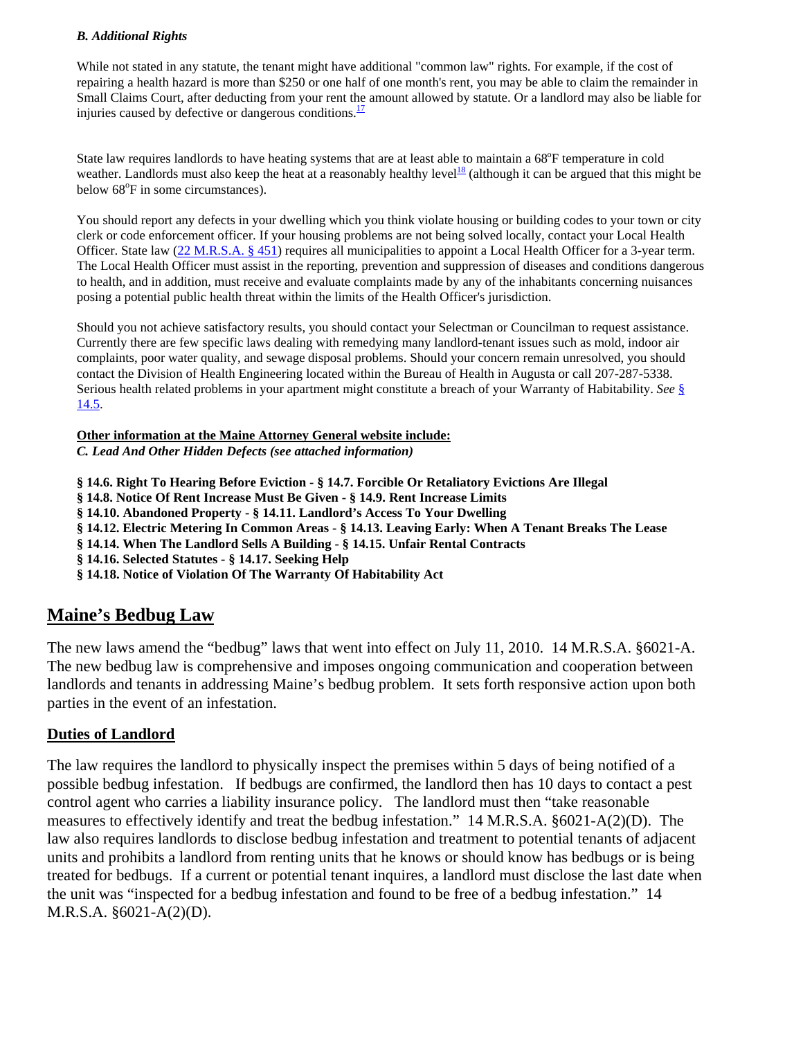### *B. Additional Rights*

While not stated in any statute, the tenant might have additional "common law" rights. For example, if the cost of repairing a health hazard is more than $250 or one half of one month's rent, you may be able to claim the remainder in Small Claims Court, after deducting from your rent the amount allowed by statute. Or a landlord may also be liable for injuries caused by defective or dangerous conditions.[17]

State law requires landlords to have heating systems that are at least able to maintain a 68°F temperature in cold weather. Landlords must also keep the heat at a reasonably healthy level[18] (although it can be argued that this might be below 68°F in some circumstances).

You should report any defects in your dwelling which you think violate housing or building codes to your town or city clerk or code enforcement officer. If your housing problems are not being solved locally, contact your Local Health Officer. State law (22 M.R.S.A. § 451) requires all municipalities to appoint a Local Health Officer for a 3-year term. The Local Health Officer must assist in the reporting, prevention and suppression of diseases and conditions dangerous to health, and in addition, must receive and evaluate complaints made by any of the inhabitants concerning nuisances posing a potential public health threat within the limits of the Health Officer's jurisdiction.

Should you not achieve satisfactory results, you should contact your Selectman or Councilman to request assistance. Currently there are few specific laws dealing with remedying many landlord-tenant issues such as mold, indoor air complaints, poor water quality, and sewage disposal problems. Should your concern remain unresolved, you should contact the Division of Health Engineering located within the Bureau of Health in Augusta or call 207-287-5338. Serious health related problems in your apartment might constitute a breach of your Warranty of Habitability. *See* § 14.5.

**Other information at the Maine Attorney General website include:**
***C. Lead And Other Hidden Defects (see attached information)***

**§ 14.6. Right To Hearing Before Eviction - § 14.7. Forcible Or Retaliatory Evictions Are Illegal**
**§ 14.8. Notice Of Rent Increase Must Be Given - § 14.9. Rent Increase Limits**
**§ 14.10. Abandoned Property - § 14.11. Landlord's Access To Your Dwelling**
**§ 14.12. Electric Metering In Common Areas - § 14.13. Leaving Early: When A Tenant Breaks The Lease**
**§ 14.14. When The Landlord Sells A Building - § 14.15. Unfair Rental Contracts**
**§ 14.16. Selected Statutes - § 14.17. Seeking Help**
**§ 14.18. Notice of Violation Of The Warranty Of Habitability Act**

## Maine's Bedbug Law

The new laws amend the "bedbug" laws that went into effect on July 11, 2010. 14 M.R.S.A. §6021-A. The new bedbug law is comprehensive and imposes ongoing communication and cooperation between landlords and tenants in addressing Maine's bedbug problem. It sets forth responsive action upon both parties in the event of an infestation.

### Duties of Landlord

The law requires the landlord to physically inspect the premises within 5 days of being notified of a possible bedbug infestation. If bedbugs are confirmed, the landlord then has 10 days to contact a pest control agent who carries a liability insurance policy. The landlord must then "take reasonable measures to effectively identify and treat the bedbug infestation." 14 M.R.S.A. §6021-A(2)(D). The law also requires landlords to disclose bedbug infestation and treatment to potential tenants of adjacent units and prohibits a landlord from renting units that he knows or should know has bedbugs or is being treated for bedbugs. If a current or potential tenant inquires, a landlord must disclose the last date when the unit was "inspected for a bedbug infestation and found to be free of a bedbug infestation." 14 M.R.S.A. §6021-A(2)(D).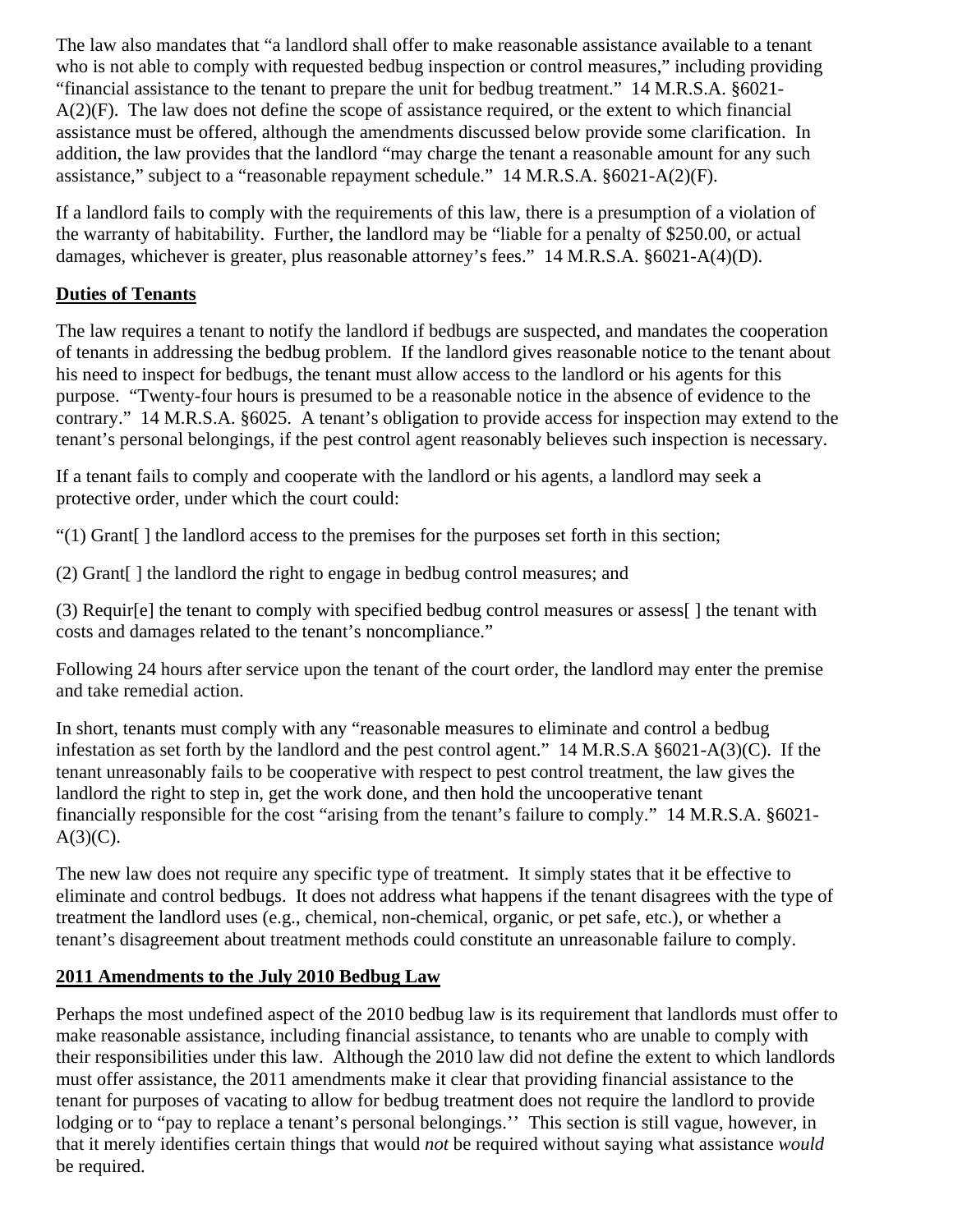The law also mandates that "a landlord shall offer to make reasonable assistance available to a tenant who is not able to comply with requested bedbug inspection or control measures," including providing "financial assistance to the tenant to prepare the unit for bedbug treatment." 14 M.R.S.A. §6021-A(2)(F). The law does not define the scope of assistance required, or the extent to which financial assistance must be offered, although the amendments discussed below provide some clarification. In addition, the law provides that the landlord "may charge the tenant a reasonable amount for any such assistance," subject to a "reasonable repayment schedule." 14 M.R.S.A. §6021-A(2)(F).

If a landlord fails to comply with the requirements of this law, there is a presumption of a violation of the warranty of habitability. Further, the landlord may be "liable for a penalty of $250.00, or actual damages, whichever is greater, plus reasonable attorney's fees." 14 M.R.S.A. §6021-A(4)(D).

## Duties of Tenants

The law requires a tenant to notify the landlord if bedbugs are suspected, and mandates the cooperation of tenants in addressing the bedbug problem. If the landlord gives reasonable notice to the tenant about his need to inspect for bedbugs, the tenant must allow access to the landlord or his agents for this purpose. "Twenty-four hours is presumed to be a reasonable notice in the absence of evidence to the contrary." 14 M.R.S.A. §6025. A tenant's obligation to provide access for inspection may extend to the tenant's personal belongings, if the pest control agent reasonably believes such inspection is necessary.

If a tenant fails to comply and cooperate with the landlord or his agents, a landlord may seek a protective order, under which the court could:

"(1) Grant[ ] the landlord access to the premises for the purposes set forth in this section;

(2) Grant[ ] the landlord the right to engage in bedbug control measures; and

(3) Requir[e] the tenant to comply with specified bedbug control measures or assess[ ] the tenant with costs and damages related to the tenant's noncompliance."

Following 24 hours after service upon the tenant of the court order, the landlord may enter the premise and take remedial action.

In short, tenants must comply with any "reasonable measures to eliminate and control a bedbug infestation as set forth by the landlord and the pest control agent." 14 M.R.S.A §6021-A(3)(C). If the tenant unreasonably fails to be cooperative with respect to pest control treatment, the law gives the landlord the right to step in, get the work done, and then hold the uncooperative tenant financially responsible for the cost "arising from the tenant's failure to comply." 14 M.R.S.A. §6021-A(3)(C).

The new law does not require any specific type of treatment. It simply states that it be effective to eliminate and control bedbugs. It does not address what happens if the tenant disagrees with the type of treatment the landlord uses (e.g., chemical, non-chemical, organic, or pet safe, etc.), or whether a tenant's disagreement about treatment methods could constitute an unreasonable failure to comply.

## 2011 Amendments to the July 2010 Bedbug Law

Perhaps the most undefined aspect of the 2010 bedbug law is its requirement that landlords must offer to make reasonable assistance, including financial assistance, to tenants who are unable to comply with their responsibilities under this law. Although the 2010 law did not define the extent to which landlords must offer assistance, the 2011 amendments make it clear that providing financial assistance to the tenant for purposes of vacating to allow for bedbug treatment does not require the landlord to provide lodging or to "pay to replace a tenant's personal belongings.'' This section is still vague, however, in that it merely identifies certain things that would *not* be required without saying what assistance *would* be required.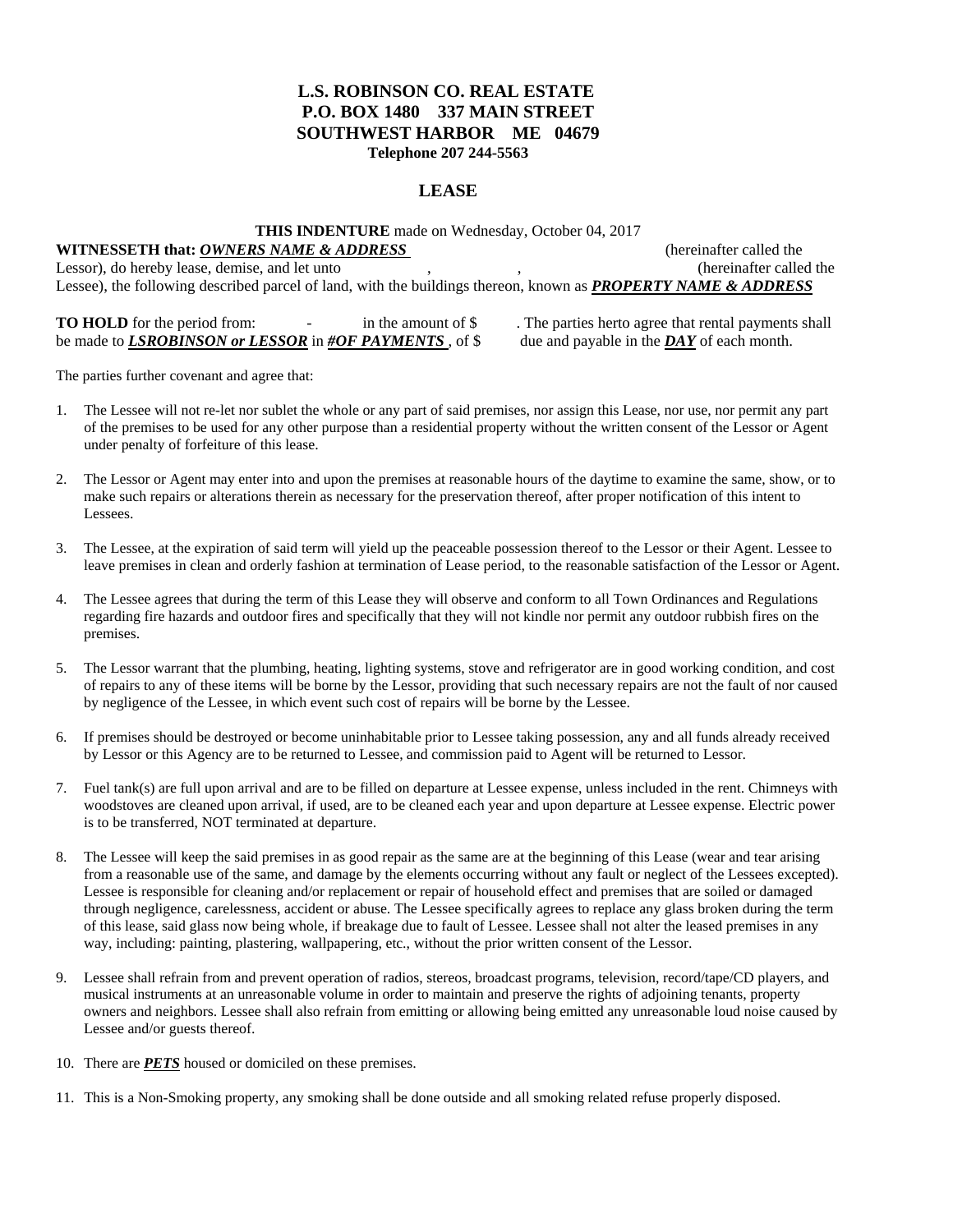**L.S. ROBINSON CO. REAL ESTATE**
**P.O. BOX 1480 337 MAIN STREET**
**SOUTHWEST HARBOR ME 04679**
**Telephone 207 244-5563**

## LEASE

**THIS INDENTURE** made on Wednesday, October 04, 2017

**WITNESSETH that:** ***OWNERS NAME & ADDRESS*** (hereinafter called the Lessor), do hereby lease, demise, and let unto , , (hereinafter called the Lessee), the following described parcel of land, with the buildings thereon, known as ***PROPERTY NAME & ADDRESS***

**TO HOLD** for the period from: - in the amount of $ . The parties herto agree that rental payments shall be made to ***LSROBINSON or LESSOR*** in ***#OF PAYMENTS*** , of $ due and payable in the ***DAY*** of each month.

The parties further covenant and agree that:

1. The Lessee will not re-let nor sublet the whole or any part of said premises, nor assign this Lease, nor use, nor permit any part of the premises to be used for any other purpose than a residential property without the written consent of the Lessor or Agent under penalty of forfeiture of this lease.
2. The Lessor or Agent may enter into and upon the premises at reasonable hours of the daytime to examine the same, show, or to make such repairs or alterations therein as necessary for the preservation thereof, after proper notification of this intent to Lessees.
3. The Lessee, at the expiration of said term will yield up the peaceable possession thereof to the Lessor or their Agent. Lessee to leave premises in clean and orderly fashion at termination of Lease period, to the reasonable satisfaction of the Lessor or Agent.
4. The Lessee agrees that during the term of this Lease they will observe and conform to all Town Ordinances and Regulations regarding fire hazards and outdoor fires and specifically that they will not kindle nor permit any outdoor rubbish fires on the premises.
5. The Lessor warrant that the plumbing, heating, lighting systems, stove and refrigerator are in good working condition, and cost of repairs to any of these items will be borne by the Lessor, providing that such necessary repairs are not the fault of nor caused by negligence of the Lessee, in which event such cost of repairs will be borne by the Lessee.
6. If premises should be destroyed or become uninhabitable prior to Lessee taking possession, any and all funds already received by Lessor or this Agency are to be returned to Lessee, and commission paid to Agent will be returned to Lessor.
7. Fuel tank(s) are full upon arrival and are to be filled on departure at Lessee expense, unless included in the rent. Chimneys with woodstoves are cleaned upon arrival, if used, are to be cleaned each year and upon departure at Lessee expense. Electric power is to be transferred, NOT terminated at departure.
8. The Lessee will keep the said premises in as good repair as the same are at the beginning of this Lease (wear and tear arising from a reasonable use of the same, and damage by the elements occurring without any fault or neglect of the Lessees excepted). Lessee is responsible for cleaning and/or replacement or repair of household effect and premises that are soiled or damaged through negligence, carelessness, accident or abuse. The Lessee specifically agrees to replace any glass broken during the term of this lease, said glass now being whole, if breakage due to fault of Lessee. Lessee shall not alter the leased premises in any way, including: painting, plastering, wallpapering, etc., without the prior written consent of the Lessor.
9. Lessee shall refrain from and prevent operation of radios, stereos, broadcast programs, television, record/tape/CD players, and musical instruments at an unreasonable volume in order to maintain and preserve the rights of adjoining tenants, property owners and neighbors. Lessee shall also refrain from emitting or allowing being emitted any unreasonable loud noise caused by Lessee and/or guests thereof.
10. There are ***PETS*** housed or domiciled on these premises.
11. This is a Non-Smoking property, any smoking shall be done outside and all smoking related refuse properly disposed.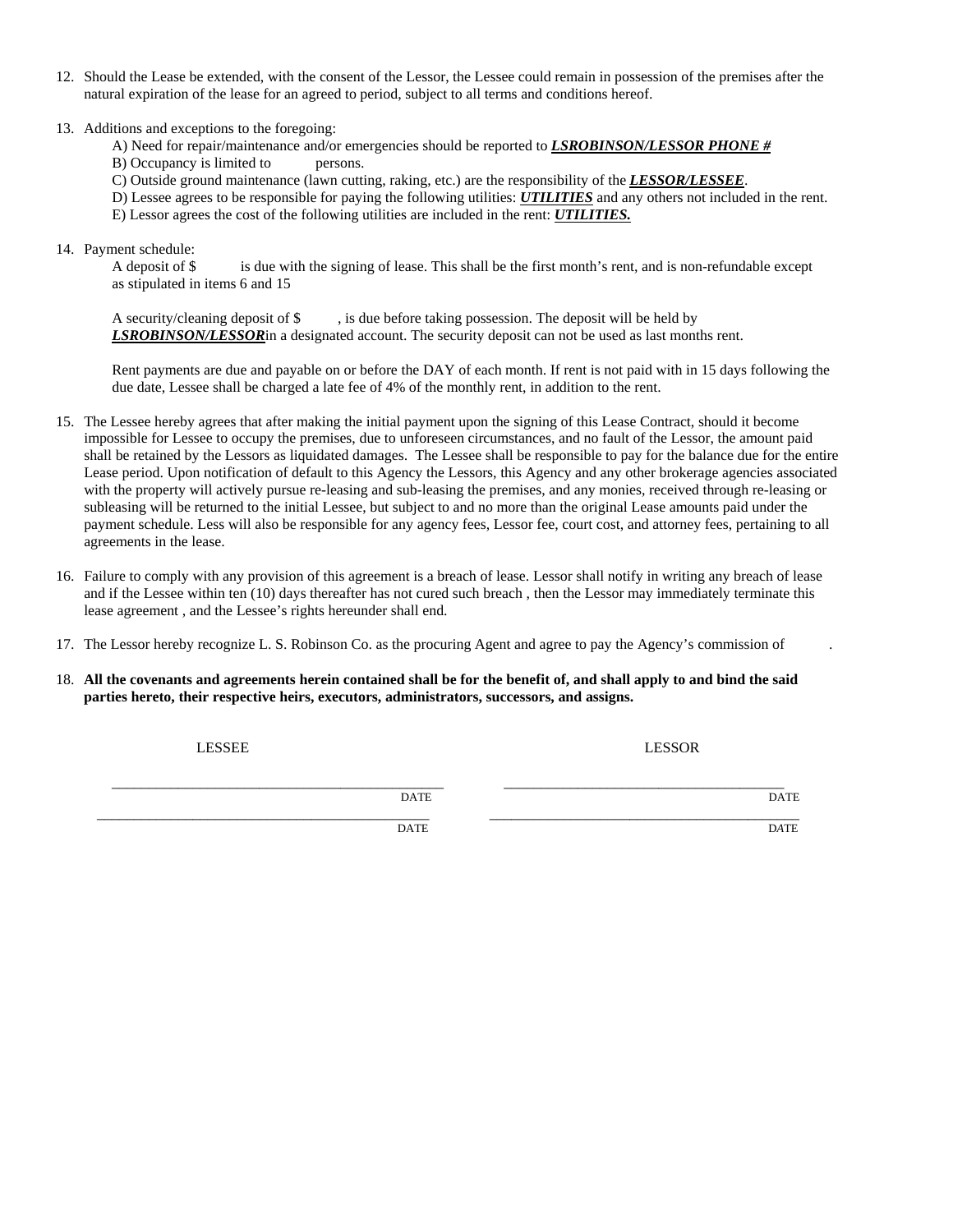12. Should the Lease be extended, with the consent of the Lessor, the Lessee could remain in possession of the premises after the natural expiration of the lease for an agreed to period, subject to all terms and conditions hereof.

13. Additions and exceptions to the foregoing:

    A) Need for repair/maintenance and/or emergencies should be reported to ***LSROBINSON/LESSOR PHONE #***

    B) Occupancy is limited to           persons.

    C) Outside ground maintenance (lawn cutting, raking, etc.) are the responsibility of the ***LESSOR/LESSEE***.

    D) Lessee agrees to be responsible for paying the following utilities: ***UTILITIES*** and any others not included in the rent.

    E) Lessor agrees the cost of the following utilities are included in the rent: ***UTILITIES.***

14. Payment schedule:

    A deposit of $           is due with the signing of lease. This shall be the first month's rent, and is non-refundable except as stipulated in items 6 and 15

    A security/cleaning deposit of $         , is due before taking possession. The deposit will be held by ***LSROBINSON/LESSOR***in a designated account. The security deposit can not be used as last months rent.

    Rent payments are due and payable on or before the DAY of each month. If rent is not paid with in 15 days following the due date, Lessee shall be charged a late fee of 4% of the monthly rent, in addition to the rent.

15. The Lessee hereby agrees that after making the initial payment upon the signing of this Lease Contract, should it become impossible for Lessee to occupy the premises, due to unforeseen circumstances, and no fault of the Lessor, the amount paid shall be retained by the Lessors as liquidated damages.  The Lessee shall be responsible to pay for the balance due for the entire Lease period. Upon notification of default to this Agency the Lessors, this Agency and any other brokerage agencies associated with the property will actively pursue re-leasing and sub-leasing the premises, and any monies, received through re-leasing or subleasing will be returned to the initial Lessee, but subject to and no more than the original Lease amounts paid under the payment schedule. Less will also be responsible for any agency fees, Lessor fee, court cost, and attorney fees, pertaining to all agreements in the lease.

16. Failure to comply with any provision of this agreement is a breach of lease. Lessor shall notify in writing any breach of lease and if the Lessee within ten (10) days thereafter has not cured such breach , then the Lessor may immediately terminate this lease agreement , and the Lessee's rights hereunder shall end.

17. The Lessor hereby recognize L. S. Robinson Co. as the procuring Agent and agree to pay the Agency's commission of          .

18. **All the covenants and agreements herein contained shall be for the benefit of, and shall apply to and bind the said parties hereto, their respective heirs, executors, administrators, successors, and assigns.**

| LESSEE | LESSOR |
|---|---|
| ______________________________ DATE | ______________________________ DATE |
| ______________________________ DATE | ______________________________ DATE |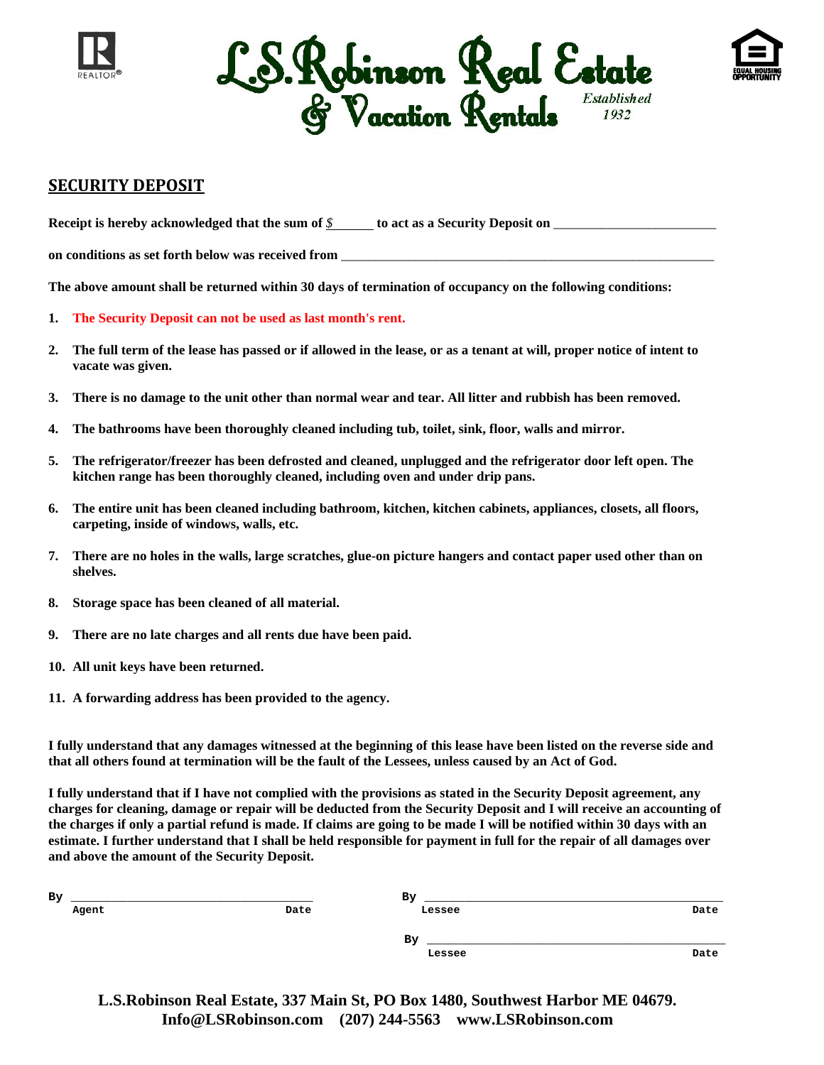# L.S.Robinson Real Estate & Vacation Rentals

*Established 1932*

## SECURITY DEPOSIT

**Receipt is hereby acknowledged that the sum of $______ to act as a Security Deposit on ________________________**

**on conditions as set forth below was received from ___________________________________________________________**

**The above amount shall be returned within 30 days of termination of occupancy on the following conditions:**

1. **The Security Deposit can not be used as last month's rent.**
2. **The full term of the lease has passed or if allowed in the lease, or as a tenant at will, proper notice of intent to vacate was given.**
3. **There is no damage to the unit other than normal wear and tear. All litter and rubbish has been removed.**
4. **The bathrooms have been thoroughly cleaned including tub, toilet, sink, floor, walls and mirror.**
5. **The refrigerator/freezer has been defrosted and cleaned, unplugged and the refrigerator door left open. The kitchen range has been thoroughly cleaned, including oven and under drip pans.**
6. **The entire unit has been cleaned including bathroom, kitchen, kitchen cabinets, appliances, closets, all floors, carpeting, inside of windows, walls, etc.**
7. **There are no holes in the walls, large scratches, glue-on picture hangers and contact paper used other than on shelves.**
8. **Storage space has been cleaned of all material.**
9. **There are no late charges and all rents due have been paid.**
10. **All unit keys have been returned.**
11. **A forwarding address has been provided to the agency.**

**I fully understand that any damages witnessed at the beginning of this lease have been listed on the reverse side and that all others found at termination will be the fault of the Lessees, unless caused by an Act of God.**

**I fully understand that if I have not complied with the provisions as stated in the Security Deposit agreement, any charges for cleaning, damage or repair will be deducted from the Security Deposit and I will receive an accounting of the charges if only a partial refund is made. If claims are going to be made I will be notified within 30 days with an estimate. I further understand that I shall be held responsible for payment in full for the repair of all damages over and above the amount of the Security Deposit.**

By ____________________________________
Agent Date

By ____________________________________
Lessee Date

By ____________________________________
Lessee Date

**L.S.Robinson Real Estate, 337 Main St, PO Box 1480, Southwest Harbor ME 04679.**
**Info@LSRobinson.com (207) 244-5563 www.LSRobinson.com**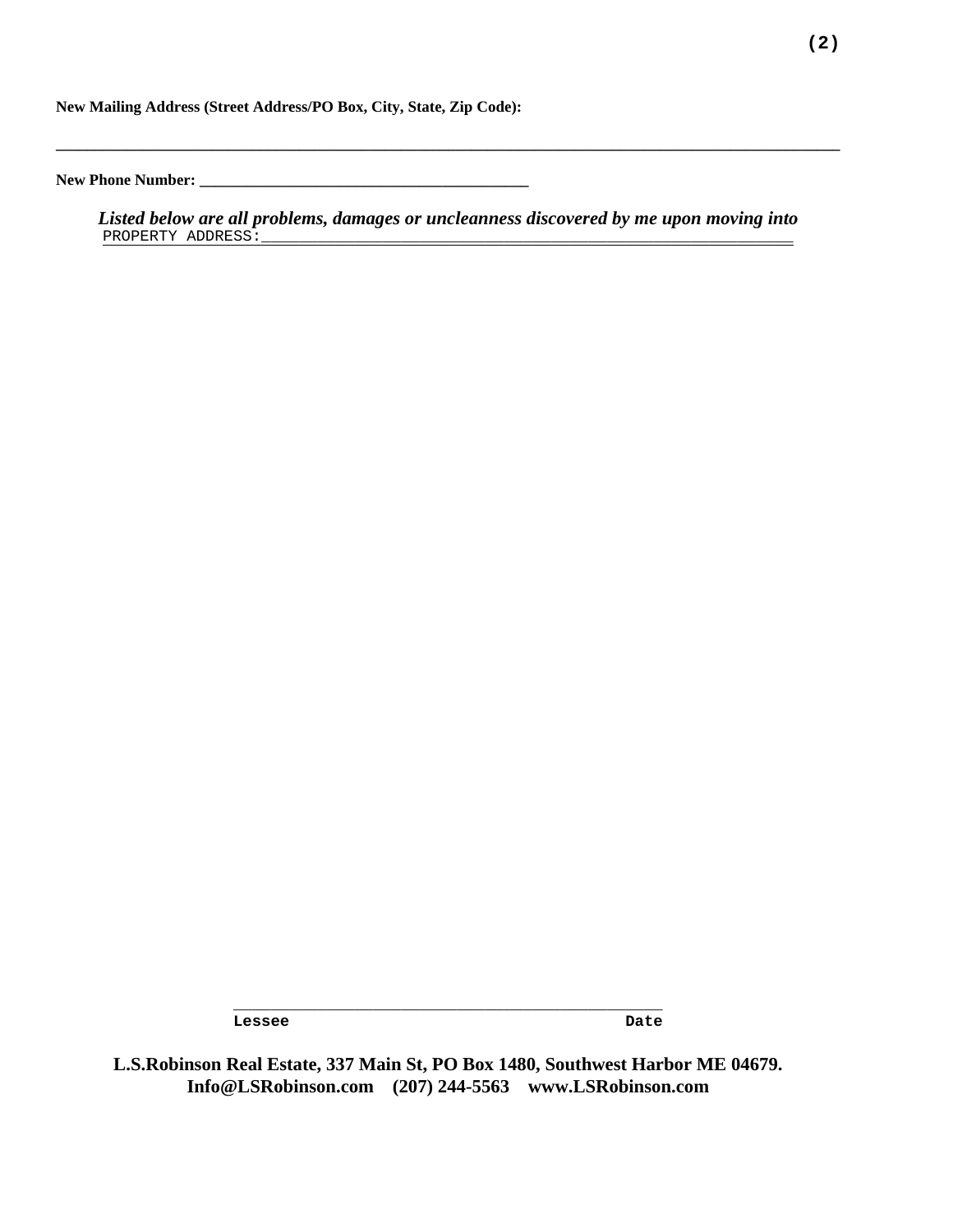**New Mailing Address (Street Address/PO Box, City, State, Zip Code):**

______________________________________________________________________________________________

**New Phone Number:** ________________________________________

***Listed below are all problems, damages or uncleanness discovered by me upon moving into***
PROPERTY ADDRESS:_____________________________________________________________

__________________________________________________

**Lessee** **Date**

**L.S.Robinson Real Estate, 337 Main St, PO Box 1480, Southwest Harbor ME 04679.**
**Info@LSRobinson.com (207) 244-5563 www.LSRobinson.com**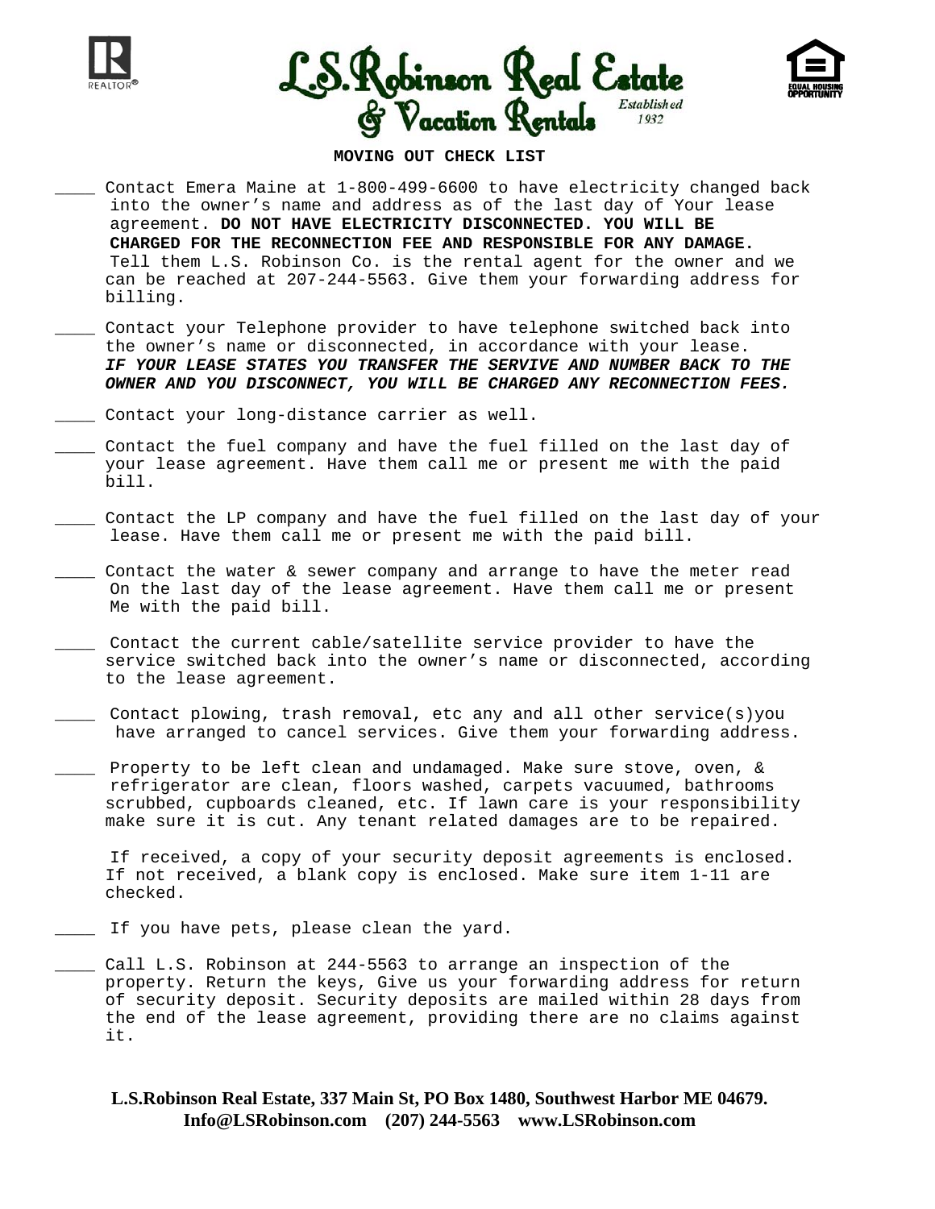L.S.Robinson Real Estate & Vacation Rentals
Established 1932

**MOVING OUT CHECK LIST**

____ Contact Emera Maine at 1-800-499-6600 to have electricity changed back into the owner's name and address as of the last day of Your lease agreement. **DO NOT HAVE ELECTRICITY DISCONNECTED. YOU WILL BE CHARGED FOR THE RECONNECTION FEE AND RESPONSIBLE FOR ANY DAMAGE.** Tell them L.S. Robinson Co. is the rental agent for the owner and we can be reached at 207-244-5563. Give them your forwarding address for billing.

____ Contact your Telephone provider to have telephone switched back into the owner's name or disconnected, in accordance with your lease. ***IF YOUR LEASE STATES YOU TRANSFER THE SERVIVE AND NUMBER BACK TO THE OWNER AND YOU DISCONNECT, YOU WILL BE CHARGED ANY RECONNECTION FEES.***

____ Contact your long-distance carrier as well.

____ Contact the fuel company and have the fuel filled on the last day of your lease agreement. Have them call me or present me with the paid bill.

____ Contact the LP company and have the fuel filled on the last day of your lease. Have them call me or present me with the paid bill.

____ Contact the water & sewer company and arrange to have the meter read On the last day of the lease agreement. Have them call me or present Me with the paid bill.

____ Contact the current cable/satellite service provider to have the service switched back into the owner's name or disconnected, according to the lease agreement.

____ Contact plowing, trash removal, etc any and all other service(s)you have arranged to cancel services. Give them your forwarding address.

____ Property to be left clean and undamaged. Make sure stove, oven, & refrigerator are clean, floors washed, carpets vacuumed, bathrooms scrubbed, cupboards cleaned, etc. If lawn care is your responsibility make sure it is cut. Any tenant related damages are to be repaired.

If received, a copy of your security deposit agreements is enclosed. If not received, a blank copy is enclosed. Make sure item 1-11 are checked.

____ If you have pets, please clean the yard.

____ Call L.S. Robinson at 244-5563 to arrange an inspection of the property. Return the keys, Give us your forwarding address for return of security deposit. Security deposits are mailed within 28 days from the end of the lease agreement, providing there are no claims against it.

**L.S.Robinson Real Estate, 337 Main St, PO Box 1480, Southwest Harbor ME 04679.**
**Info@LSRobinson.com (207) 244-5563 www.LSRobinson.com**